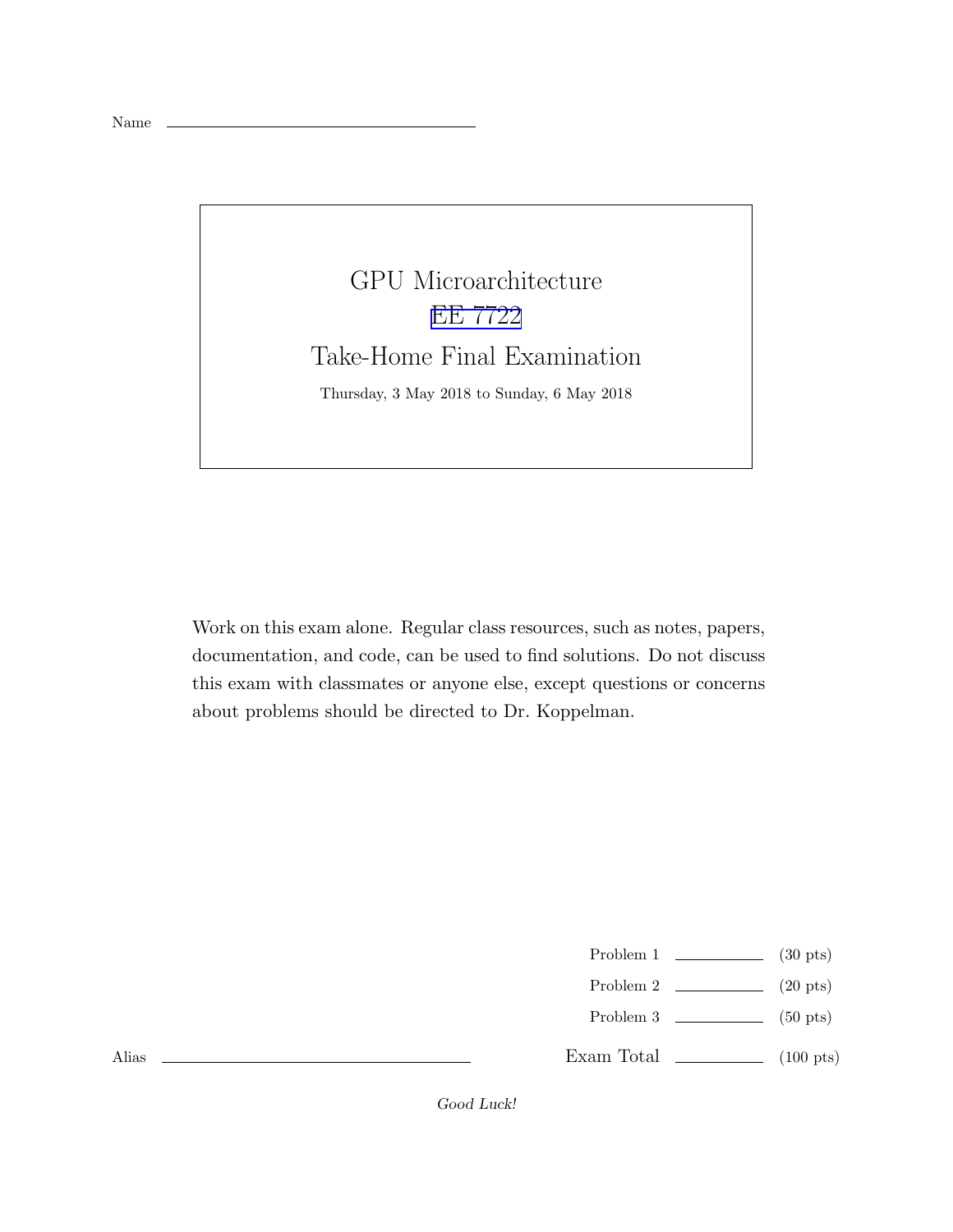Name \_\_\_\_\_\_\_\_\_\_\_\_\_\_\_\_\_\_\_\_\_\_\_\_\_\_\_\_\_\_

# GPU Microarchitecture

## EE 7722

## Take-Home Final Examination

Thursday, 3 May 2018 to Sunday, 6 May 2018

Work on this exam alone. Regular class resources, such as notes, papers, documentation, and code, can be used to find solutions. Do not discuss this exam with classmates or anyone else, except questions or concerns about problems should be directed to Dr. Koppelman.

| | | |
|---|---|---|
| Problem 1 | \_\_\_\_\_\_\_\_ | (30 pts) |
| Problem 2 | \_\_\_\_\_\_\_\_ | (20 pts) |
| Problem 3 | \_\_\_\_\_\_\_\_ | (50 pts) |
| Exam Total | \_\_\_\_\_\_\_\_ | (100 pts) |

Alias \_\_\_\_\_\_\_\_\_\_\_\_\_\_\_\_\_\_\_\_\_\_\_\_\_\_\_\_\_\_

*Good Luck!*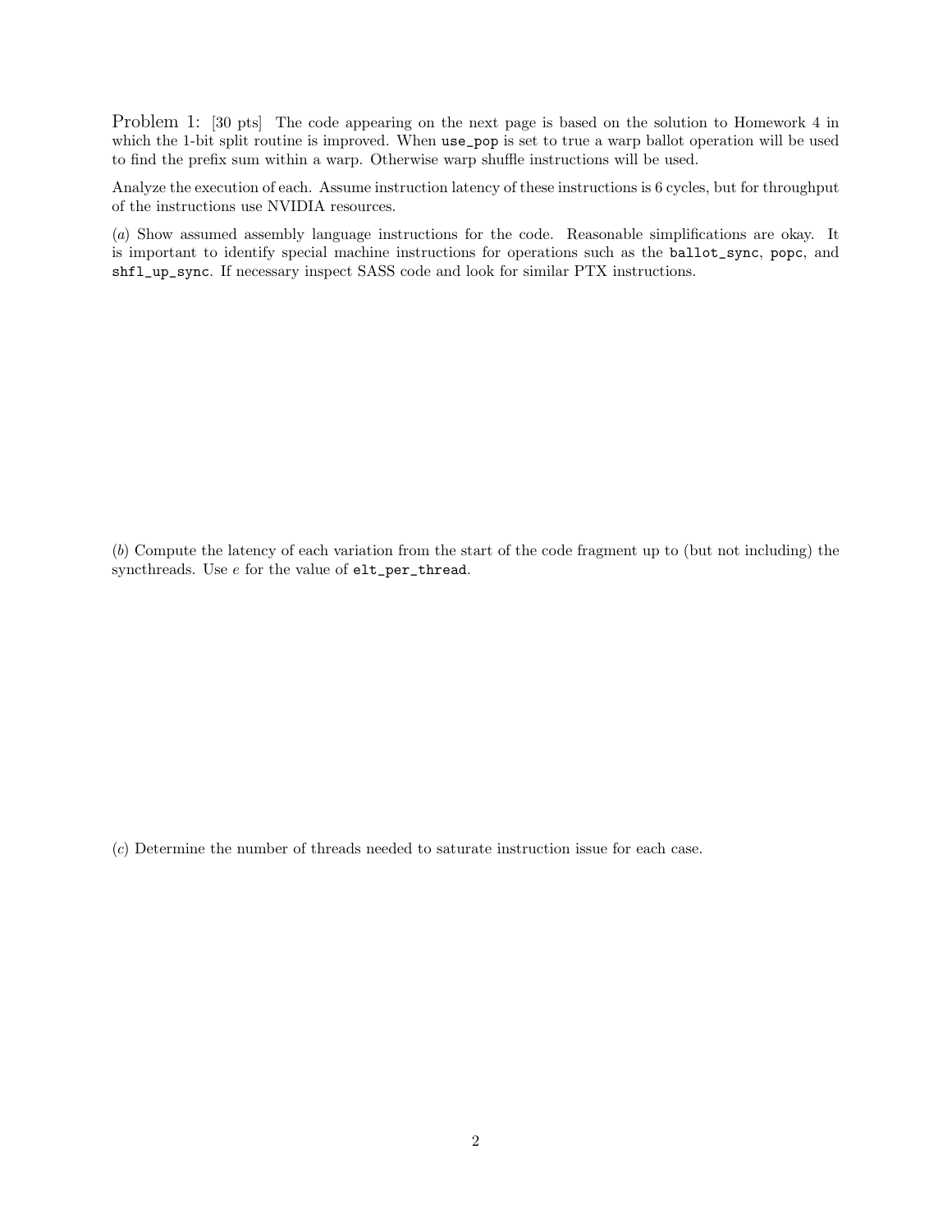Problem 1: [30 pts] The code appearing on the next page is based on the solution to Homework 4 in which the 1-bit split routine is improved. When `use_pop` is set to true a warp ballot operation will be used to find the prefix sum within a warp. Otherwise warp shuffle instructions will be used.

Analyze the execution of each. Assume instruction latency of these instructions is 6 cycles, but for throughput of the instructions use NVIDIA resources.

(*a*) Show assumed assembly language instructions for the code. Reasonable simplifications are okay. It is important to identify special machine instructions for operations such as the `ballot_sync`, `popc`, and `shfl_up_sync`. If necessary inspect SASS code and look for similar PTX instructions.

(*b*) Compute the latency of each variation from the start of the code fragment up to (but not including) the syncthreads. Use $e$ for the value of `elt_per_thread`.

(*c*) Determine the number of threads needed to saturate instruction issue for each case.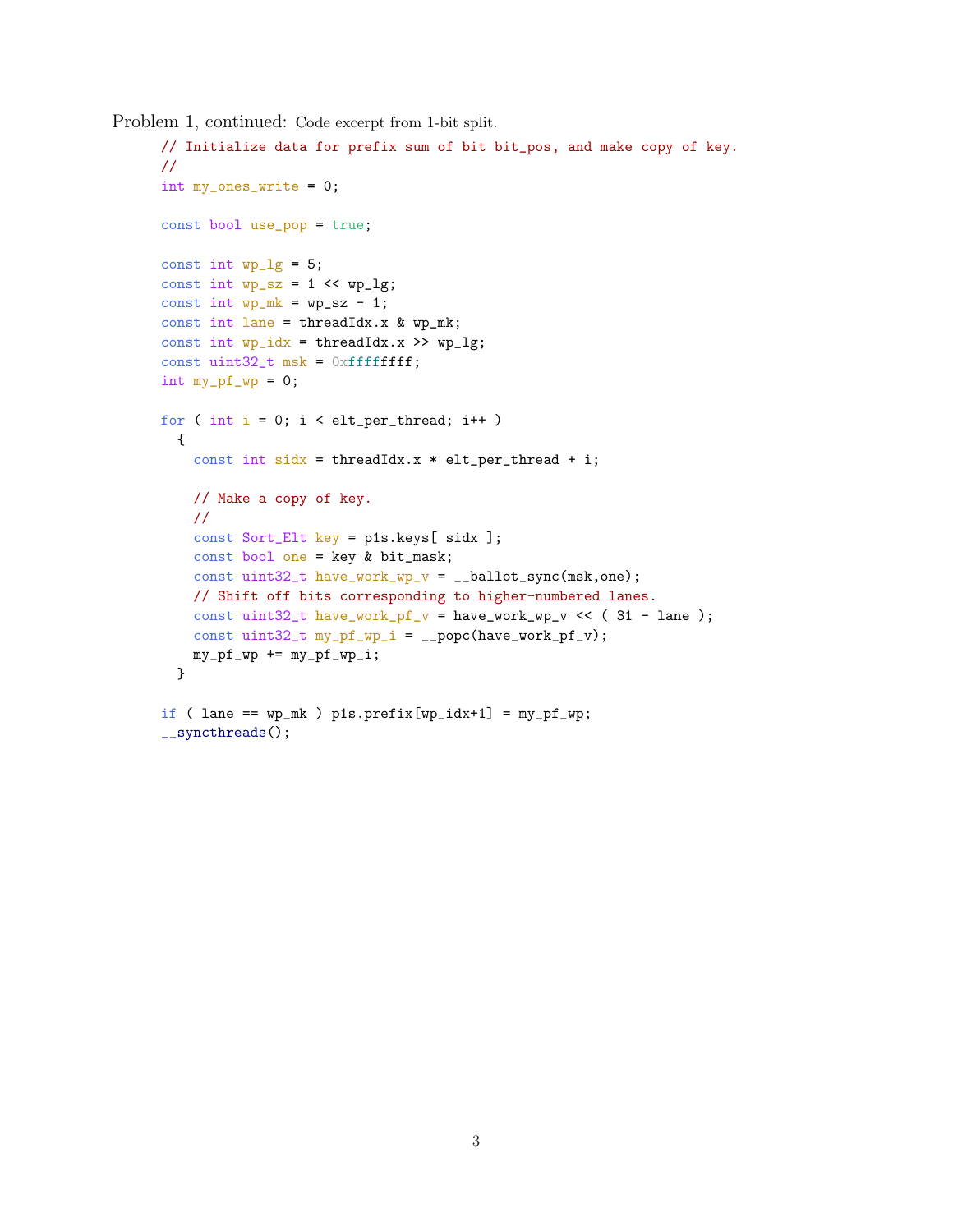Problem 1, continued: Code excerpt from 1-bit split.

```
// Initialize data for prefix sum of bit bit_pos, and make copy of key.
//
int my_ones_write = 0;

const bool use_pop = true;

const int wp_lg = 5;
const int wp_sz = 1 << wp_lg;
const int wp_mk = wp_sz - 1;
const int lane = threadIdx.x & wp_mk;
const int wp_idx = threadIdx.x >> wp_lg;
const uint32_t msk = 0xffffffff;
int my_pf_wp = 0;

for ( int i = 0; i < elt_per_thread; i++ )
  {
    const int sidx = threadIdx.x * elt_per_thread + i;

    // Make a copy of key.
    //
    const Sort_Elt key = p1s.keys[ sidx ];
    const bool one = key & bit_mask;
    const uint32_t have_work_wp_v = __ballot_sync(msk,one);
    // Shift off bits corresponding to higher-numbered lanes.
    const uint32_t have_work_pf_v = have_work_wp_v << ( 31 - lane );
    const uint32_t my_pf_wp_i = __popc(have_work_pf_v);
    my_pf_wp += my_pf_wp_i;
  }

if ( lane == wp_mk ) p1s.prefix[wp_idx+1] = my_pf_wp;
__syncthreads();
```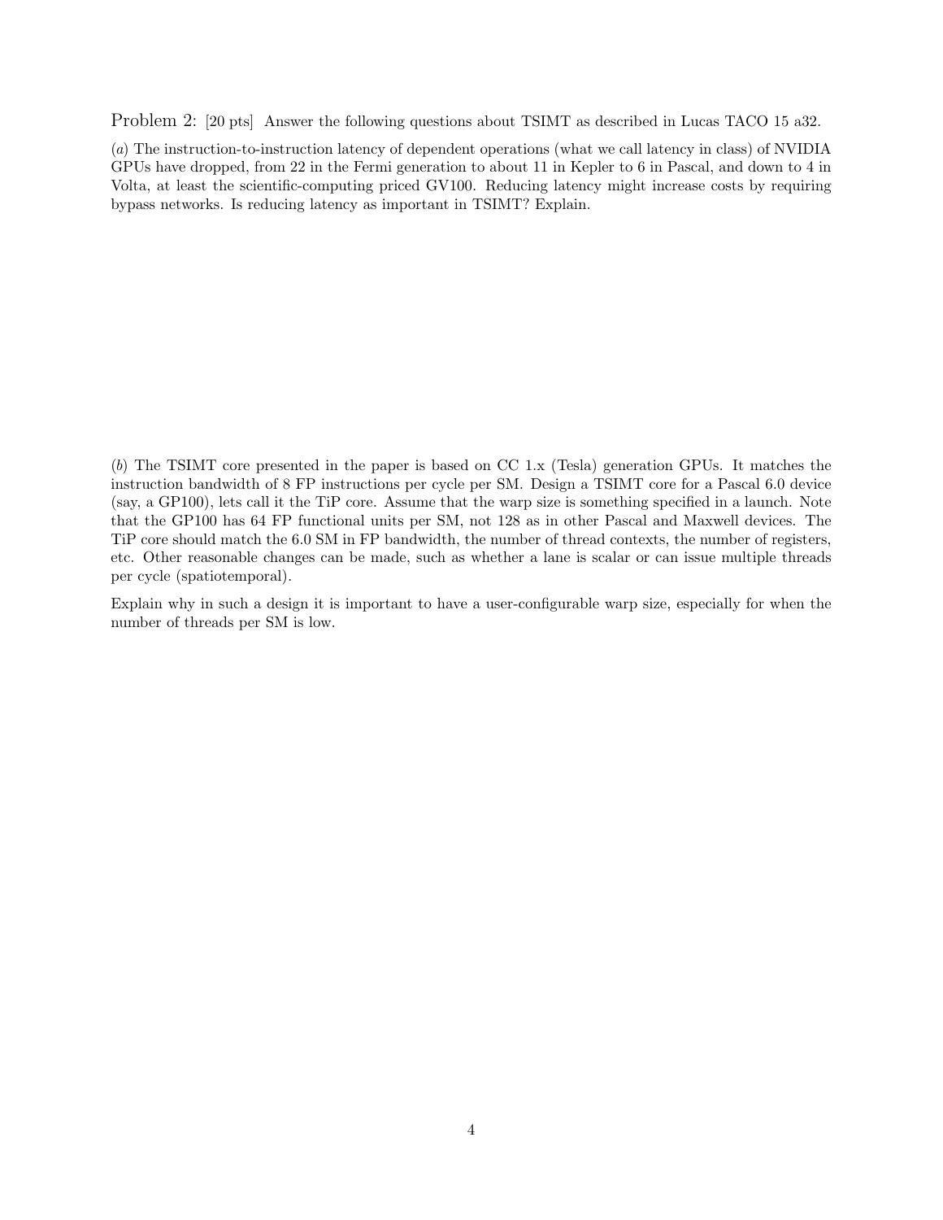Problem 2: [20 pts] Answer the following questions about TSIMT as described in Lucas TACO 15 a32.

(*a*) The instruction-to-instruction latency of dependent operations (what we call latency in class) of NVIDIA GPUs have dropped, from 22 in the Fermi generation to about 11 in Kepler to 6 in Pascal, and down to 4 in Volta, at least the scientific-computing priced GV100. Reducing latency might increase costs by requiring bypass networks. Is reducing latency as important in TSIMT? Explain.

(*b*) The TSIMT core presented in the paper is based on CC 1.x (Tesla) generation GPUs. It matches the instruction bandwidth of 8 FP instructions per cycle per SM. Design a TSIMT core for a Pascal 6.0 device (say, a GP100), lets call it the TiP core. Assume that the warp size is something specified in a launch. Note that the GP100 has 64 FP functional units per SM, not 128 as in other Pascal and Maxwell devices. The TiP core should match the 6.0 SM in FP bandwidth, the number of thread contexts, the number of registers, etc. Other reasonable changes can be made, such as whether a lane is scalar or can issue multiple threads per cycle (spatiotemporal).

Explain why in such a design it is important to have a user-configurable warp size, especially for when the number of threads per SM is low.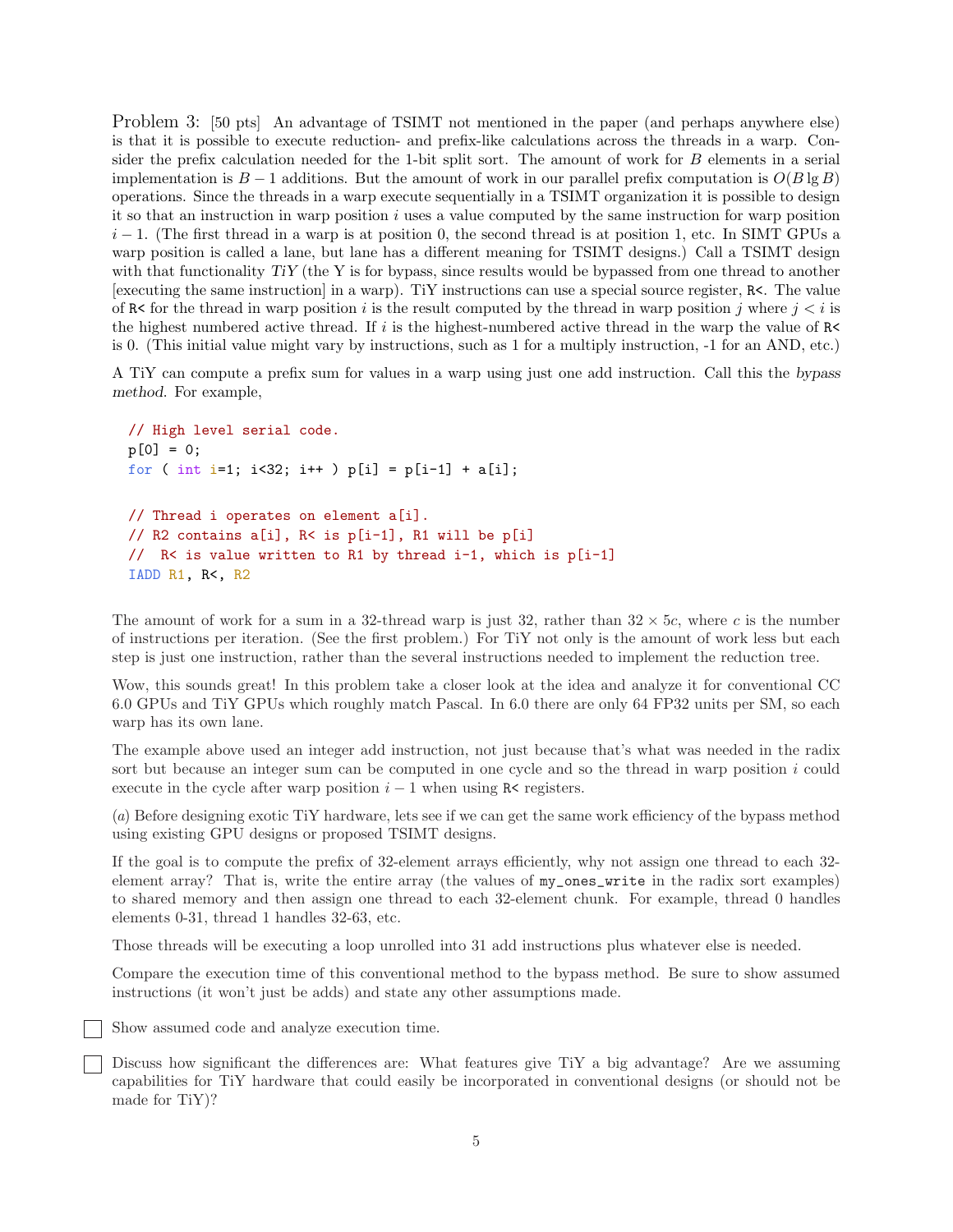Problem 3: [50 pts] An advantage of TSIMT not mentioned in the paper (and perhaps anywhere else) is that it is possible to execute reduction- and prefix-like calculations across the threads in a warp. Consider the prefix calculation needed for the 1-bit split sort. The amount of work for $B$ elements in a serial implementation is $B - 1$ additions. But the amount of work in our parallel prefix computation is $O(B \lg B)$ operations. Since the threads in a warp execute sequentially in a TSIMT organization it is possible to design it so that an instruction in warp position $i$ uses a value computed by the same instruction for warp position $i - 1$. (The first thread in a warp is at position 0, the second thread is at position 1, etc. In SIMT GPUs a warp position is called a lane, but lane has a different meaning for TSIMT designs.) Call a TSIMT design with that functionality *TiY* (the Y is for bypass, since results would be bypassed from one thread to another [executing the same instruction] in a warp). TiY instructions can use a special source register, R<. The value of R< for the thread in warp position $i$ is the result computed by the thread in warp position $j$ where $j < i$ is the highest numbered active thread. If $i$ is the highest-numbered active thread in the warp the value of R< is 0. (This initial value might vary by instructions, such as 1 for a multiply instruction, -1 for an AND, etc.)

A TiY can compute a prefix sum for values in a warp using just one add instruction. Call this the *bypass method*. For example,

```
// High level serial code.
p[0] = 0;
for ( int i=1; i<32; i++ ) p[i] = p[i-1] + a[i];

// Thread i operates on element a[i].
// R2 contains a[i], R< is p[i-1], R1 will be p[i]
//  R< is value written to R1 by thread i-1, which is p[i-1]
IADD R1, R<, R2
```

The amount of work for a sum in a 32-thread warp is just 32, rather than $32 \times 5c$, where $c$ is the number of instructions per iteration. (See the first problem.) For TiY not only is the amount of work less but each step is just one instruction, rather than the several instructions needed to implement the reduction tree.

Wow, this sounds great! In this problem take a closer look at the idea and analyze it for conventional CC 6.0 GPUs and TiY GPUs which roughly match Pascal. In 6.0 there are only 64 FP32 units per SM, so each warp has its own lane.

The example above used an integer add instruction, not just because that's what was needed in the radix sort but because an integer sum can be computed in one cycle and so the thread in warp position $i$ could execute in the cycle after warp position $i - 1$ when using R< registers.

(*a*) Before designing exotic TiY hardware, lets see if we can get the same work efficiency of the bypass method using existing GPU designs or proposed TSIMT designs.

If the goal is to compute the prefix of 32-element arrays efficiently, why not assign one thread to each 32-element array? That is, write the entire array (the values of `my_ones_write` in the radix sort examples) to shared memory and then assign one thread to each 32-element chunk. For example, thread 0 handles elements 0-31, thread 1 handles 32-63, etc.

Those threads will be executing a loop unrolled into 31 add instructions plus whatever else is needed.

Compare the execution time of this conventional method to the bypass method. Be sure to show assumed instructions (it won't just be adds) and state any other assumptions made.

☐ Show assumed code and analyze execution time.

☐ Discuss how significant the differences are: What features give TiY a big advantage? Are we assuming capabilities for TiY hardware that could easily be incorporated in conventional designs (or should not be made for TiY)?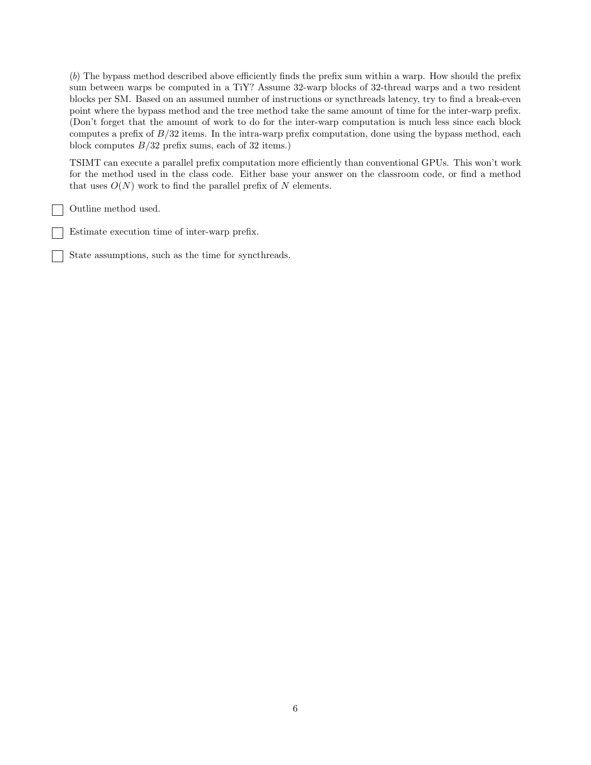(*b*) The bypass method described above efficiently finds the prefix sum within a warp. How should the prefix sum between warps be computed in a TiY? Assume 32-warp blocks of 32-thread warps and a two resident blocks per SM. Based on an assumed number of instructions or syncthreads latency, try to find a break-even point where the bypass method and the tree method take the same amount of time for the inter-warp prefix. (Don't forget that the amount of work to do for the inter-warp computation is much less since each block computes a prefix of $B/32$ items. In the intra-warp prefix computation, done using the bypass method, each block computes $B/32$ prefix sums, each of 32 items.)

TSIMT can execute a parallel prefix computation more efficiently than conventional GPUs. This won't work for the method used in the class code. Either base your answer on the classroom code, or find a method that uses $O(N)$ work to find the parallel prefix of $N$ elements.

- [ ] Outline method used.
- [ ] Estimate execution time of inter-warp prefix.
- [ ] State assumptions, such as the time for syncthreads.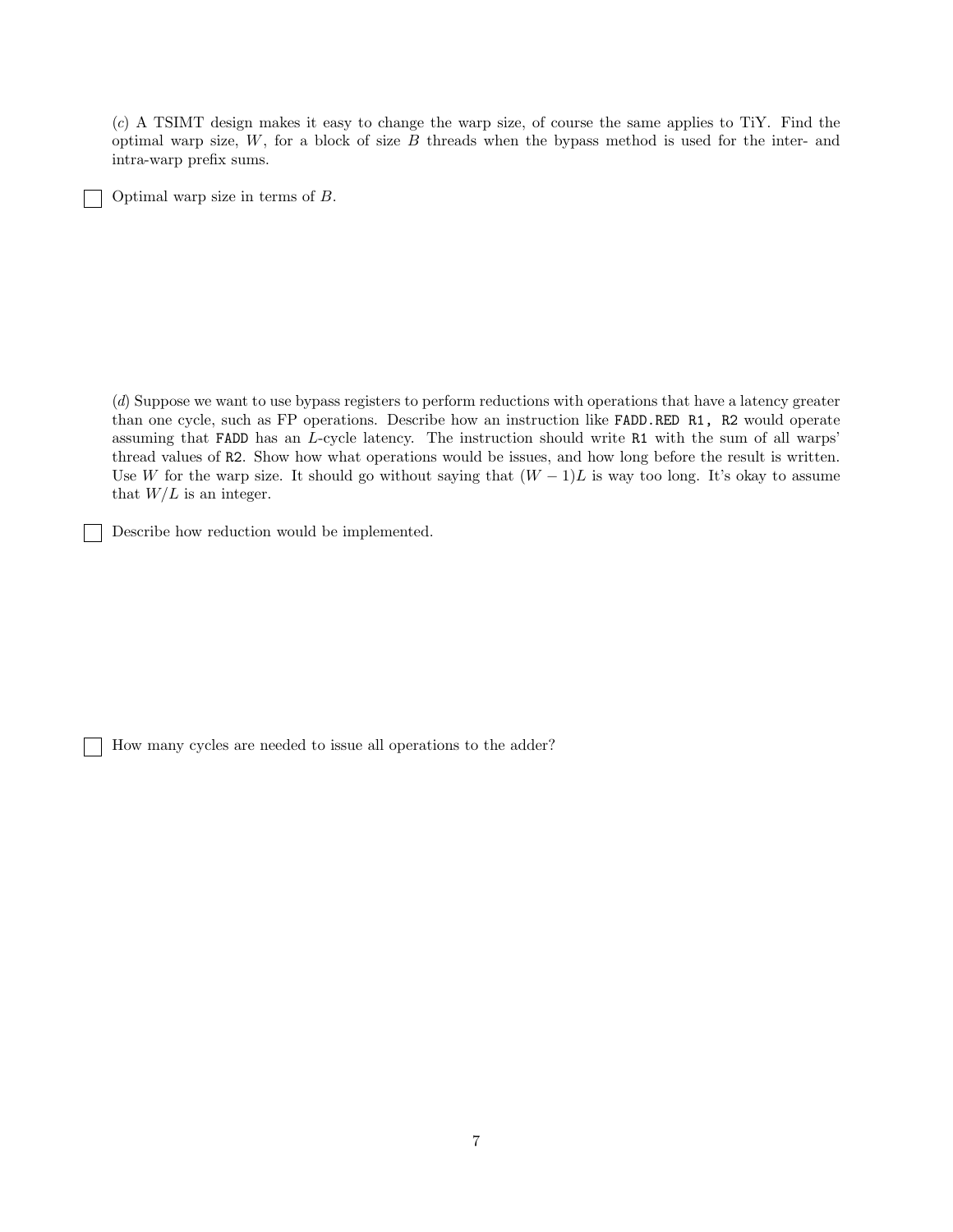(*c*) A TSIMT design makes it easy to change the warp size, of course the same applies to TiY. Find the optimal warp size, $W$, for a block of size $B$ threads when the bypass method is used for the inter- and intra-warp prefix sums.

☐ Optimal warp size in terms of $B$.

(*d*) Suppose we want to use bypass registers to perform reductions with operations that have a latency greater than one cycle, such as FP operations. Describe how an instruction like `FADD.RED R1, R2` would operate assuming that `FADD` has an $L$-cycle latency. The instruction should write `R1` with the sum of all warps' thread values of `R2`. Show how what operations would be issues, and how long before the result is written. Use $W$ for the warp size. It should go without saying that $(W-1)L$ is way too long. It's okay to assume that $W/L$ is an integer.

☐ Describe how reduction would be implemented.

☐ How many cycles are needed to issue all operations to the adder?